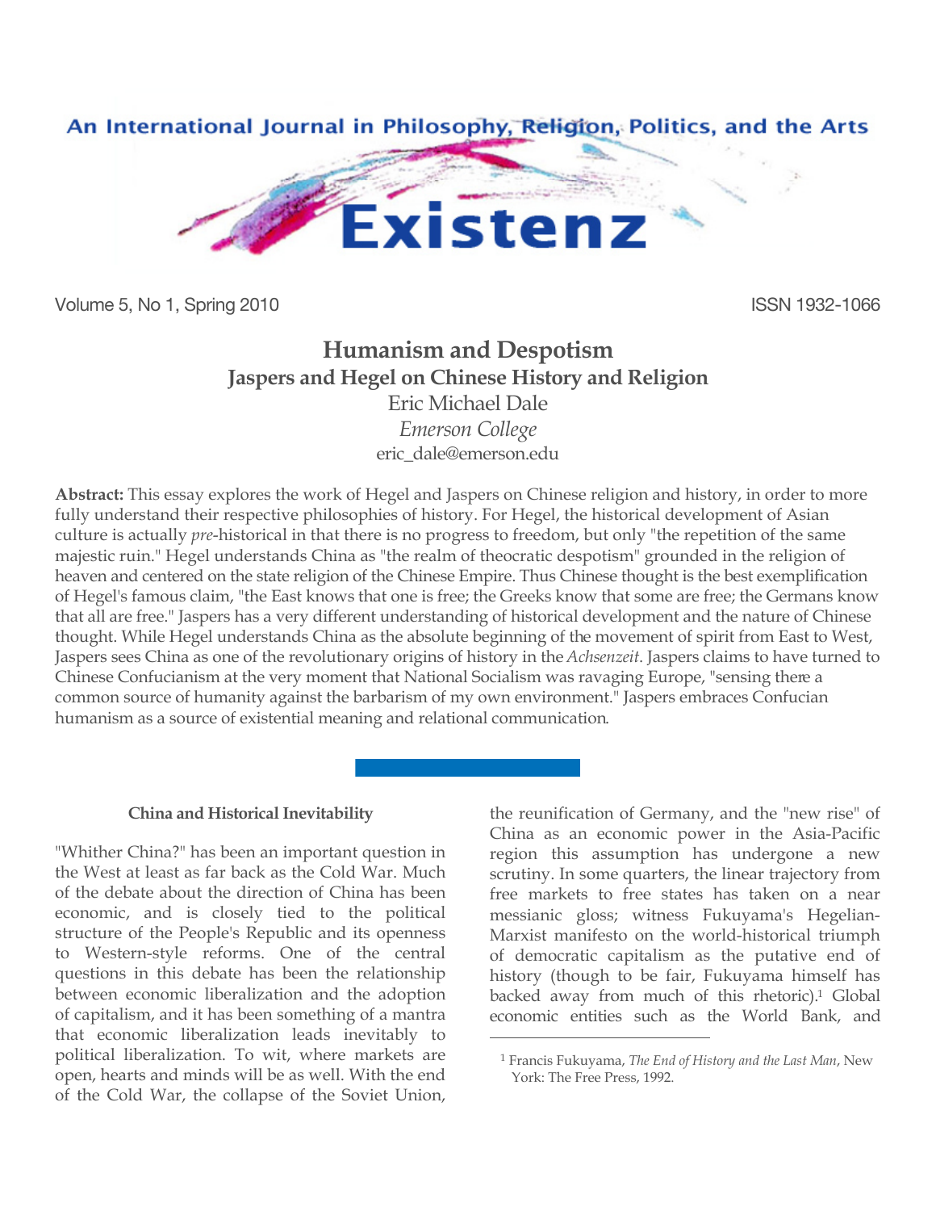An International Journal in Philosophy, Religion, Politics, and the Arts

# Existenz

Volume 5, No 1, Spring 2010 ISSN 1932-1066

## Humanism and Despotism
### Jaspers and Hegel on Chinese History and Religion

Eric Michael Dale
*Emerson College*
eric_dale@emerson.edu

**Abstract:** This essay explores the work of Hegel and Jaspers on Chinese religion and history, in order to more fully understand their respective philosophies of history. For Hegel, the historical development of Asian culture is actually *pre*-historical in that there is no progress to freedom, but only "the repetition of the same majestic ruin." Hegel understands China as "the realm of theocratic despotism" grounded in the religion of heaven and centered on the state religion of the Chinese Empire. Thus Chinese thought is the best exemplification of Hegel's famous claim, "the East knows that one is free; the Greeks know that some are free; the Germans know that all are free." Jaspers has a very different understanding of historical development and the nature of Chinese thought. While Hegel understands China as the absolute beginning of the movement of spirit from East to West, Jaspers sees China as one of the revolutionary origins of history in the *Achsenzeit*. Jaspers claims to have turned to Chinese Confucianism at the very moment that National Socialism was ravaging Europe, "sensing there a common source of humanity against the barbarism of my own environment." Jaspers embraces Confucian humanism as a source of existential meaning and relational communication.

#### China and Historical Inevitability

"Whither China?" has been an important question in the West at least as far back as the Cold War. Much of the debate about the direction of China has been economic, and is closely tied to the political structure of the People's Republic and its openness to Western-style reforms. One of the central questions in this debate has been the relationship between economic liberalization and the adoption of capitalism, and it has been something of a mantra that economic liberalization leads inevitably to political liberalization. To wit, where markets are open, hearts and minds will be as well. With the end of the Cold War, the collapse of the Soviet Union, the reunification of Germany, and the "new rise" of China as an economic power in the Asia-Pacific region this assumption has undergone a new scrutiny. In some quarters, the linear trajectory from free markets to free states has taken on a near messianic gloss; witness Fukuyama's Hegelian-Marxist manifesto on the world-historical triumph of democratic capitalism as the putative end of history (though to be fair, Fukuyama himself has backed away from much of this rhetoric).[1] Global economic entities such as the World Bank, and

[1] Francis Fukuyama, *The End of History and the Last Man*, New York: The Free Press, 1992.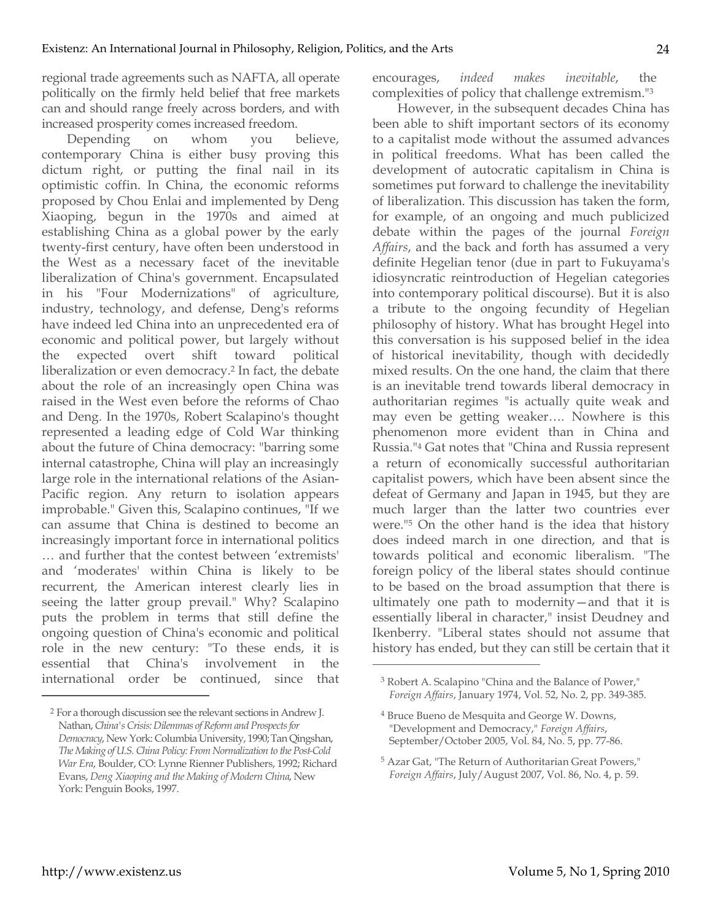regional trade agreements such as NAFTA, all operate politically on the firmly held belief that free markets can and should range freely across borders, and with increased prosperity comes increased freedom.

Depending on whom you believe, contemporary China is either busy proving this dictum right, or putting the final nail in its optimistic coffin. In China, the economic reforms proposed by Chou Enlai and implemented by Deng Xiaoping, begun in the 1970s and aimed at establishing China as a global power by the early twenty-first century, have often been understood in the West as a necessary facet of the inevitable liberalization of China's government. Encapsulated in his "Four Modernizations" of agriculture, industry, technology, and defense, Deng's reforms have indeed led China into an unprecedented era of economic and political power, but largely without the expected overt shift toward political liberalization or even democracy.[2] In fact, the debate about the role of an increasingly open China was raised in the West even before the reforms of Chao and Deng. In the 1970s, Robert Scalapino's thought represented a leading edge of Cold War thinking about the future of China democracy: "barring some internal catastrophe, China will play an increasingly large role in the international relations of the Asian-Pacific region. Any return to isolation appears improbable." Given this, Scalapino continues, "If we can assume that China is destined to become an increasingly important force in international politics … and further that the contest between 'extremists' and 'moderates' within China is likely to be recurrent, the American interest clearly lies in seeing the latter group prevail." Why? Scalapino puts the problem in terms that still define the ongoing question of China's economic and political role in the new century: "To these ends, it is essential that China's involvement in the international order be continued, since that encourages, *indeed makes inevitable*, the complexities of policy that challenge extremism."[3]

However, in the subsequent decades China has been able to shift important sectors of its economy to a capitalist mode without the assumed advances in political freedoms. What has been called the development of autocratic capitalism in China is sometimes put forward to challenge the inevitability of liberalization. This discussion has taken the form, for example, of an ongoing and much publicized debate within the pages of the journal *Foreign Affairs*, and the back and forth has assumed a very definite Hegelian tenor (due in part to Fukuyama's idiosyncratic reintroduction of Hegelian categories into contemporary political discourse). But it is also a tribute to the ongoing fecundity of Hegelian philosophy of history. What has brought Hegel into this conversation is his supposed belief in the idea of historical inevitability, though with decidedly mixed results. On the one hand, the claim that there is an inevitable trend towards liberal democracy in authoritarian regimes "is actually quite weak and may even be getting weaker…. Nowhere is this phenomenon more evident than in China and Russia."[4] Gat notes that "China and Russia represent a return of economically successful authoritarian capitalist powers, which have been absent since the defeat of Germany and Japan in 1945, but they are much larger than the latter two countries ever were."[5] On the other hand is the idea that history does indeed march in one direction, and that is towards political and economic liberalism. "The foreign policy of the liberal states should continue to be based on the broad assumption that there is ultimately one path to modernity—and that it is essentially liberal in character," insist Deudney and Ikenberry. "Liberal states should not assume that history has ended, but they can still be certain that it

---

[2] For a thorough discussion see the relevant sections in Andrew J. Nathan, *China's Crisis: Dilemmas of Reform and Prospects for Democracy*, New York: Columbia University, 1990; Tan Qingshan, *The Making of U.S. China Policy: From Normalization to the Post-Cold War Era*, Boulder, CO: Lynne Rienner Publishers, 1992; Richard Evans, *Deng Xiaoping and the Making of Modern China*, New York: Penguin Books, 1997.

[3] Robert A. Scalapino "China and the Balance of Power," *Foreign Affairs*, January 1974, Vol. 52, No. 2, pp. 349-385.

[4] Bruce Bueno de Mesquita and George W. Downs, "Development and Democracy," *Foreign Affairs*, September/October 2005, Vol. 84, No. 5, pp. 77-86.

[5] Azar Gat, "The Return of Authoritarian Great Powers," *Foreign Affairs*, July/August 2007, Vol. 86, No. 4, p. 59.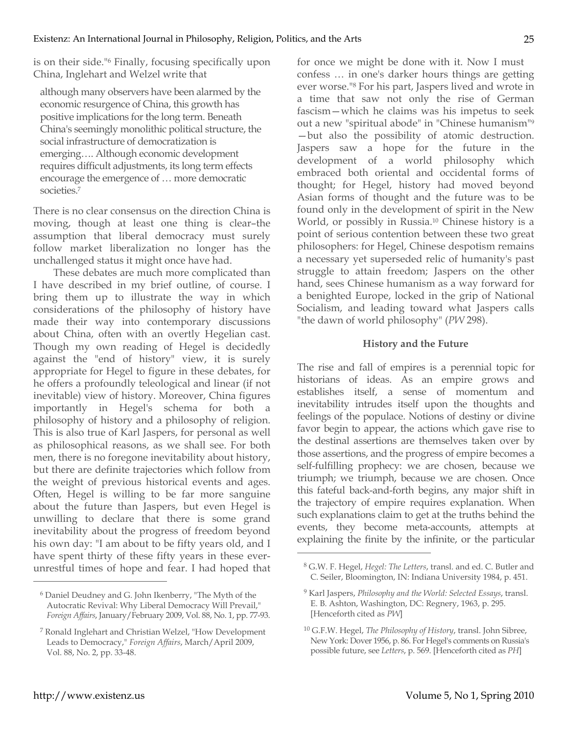is on their side."[6] Finally, focusing specifically upon China, Inglehart and Welzel write that

> although many observers have been alarmed by the economic resurgence of China, this growth has positive implications for the long term. Beneath China's seemingly monolithic political structure, the social infrastructure of democratization is emerging…. Although economic development requires difficult adjustments, its long term effects encourage the emergence of … more democratic societies.[7]

There is no clear consensus on the direction China is moving, though at least one thing is clear–the assumption that liberal democracy must surely follow market liberalization no longer has the unchallenged status it might once have had.

These debates are much more complicated than I have described in my brief outline, of course. I bring them up to illustrate the way in which considerations of the philosophy of history have made their way into contemporary discussions about China, often with an overtly Hegelian cast. Though my own reading of Hegel is decidedly against the "end of history" view, it is surely appropriate for Hegel to figure in these debates, for he offers a profoundly teleological and linear (if not inevitable) view of history. Moreover, China figures importantly in Hegel's schema for both a philosophy of history and a philosophy of religion. This is also true of Karl Jaspers, for personal as well as philosophical reasons, as we shall see. For both men, there is no foregone inevitability about history, but there are definite trajectories which follow from the weight of previous historical events and ages. Often, Hegel is willing to be far more sanguine about the future than Jaspers, but even Hegel is unwilling to declare that there is some grand inevitability about the progress of freedom beyond his own day: "I am about to be fifty years old, and I have spent thirty of these fifty years in these ever-unrestful times of hope and fear. I had hoped that for once we might be done with it. Now I must confess … in one's darker hours things are getting ever worse."[8] For his part, Jaspers lived and wrote in a time that saw not only the rise of German fascism—which he claims was his impetus to seek out a new "spiritual abode" in "Chinese humanism"[9] —but also the possibility of atomic destruction. Jaspers saw a hope for the future in the development of a world philosophy which embraced both oriental and occidental forms of thought; for Hegel, history had moved beyond Asian forms of thought and the future was to be found only in the development of spirit in the New World, or possibly in Russia.[10] Chinese history is a point of serious contention between these two great philosophers: for Hegel, Chinese despotism remains a necessary yet superseded relic of humanity's past struggle to attain freedom; Jaspers on the other hand, sees Chinese humanism as a way forward for a benighted Europe, locked in the grip of National Socialism, and leading toward what Jaspers calls "the dawn of world philosophy" (*PW* 298).

## History and the Future

The rise and fall of empires is a perennial topic for historians of ideas. As an empire grows and establishes itself, a sense of momentum and inevitability intrudes itself upon the thoughts and feelings of the populace. Notions of destiny or divine favor begin to appear, the actions which gave rise to the destinal assertions are themselves taken over by those assertions, and the progress of empire becomes a self-fulfilling prophecy: we are chosen, because we triumph; we triumph, because we are chosen. Once this fateful back-and-forth begins, any major shift in the trajectory of empire requires explanation. When such explanations claim to get at the truths behind the events, they become meta-accounts, attempts at explaining the finite by the infinite, or the particular

---

[6] Daniel Deudney and G. John Ikenberry, "The Myth of the Autocratic Revival: Why Liberal Democracy Will Prevail," *Foreign Affairs*, January/February 2009, Vol. 88, No. 1, pp. 77-93.

[7] Ronald Inglehart and Christian Welzel, "How Development Leads to Democracy," *Foreign Affairs*, March/April 2009, Vol. 88, No. 2, pp. 33-48.

[8] G.W. F. Hegel, *Hegel: The Letters*, transl. and ed. C. Butler and C. Seiler, Bloomington, IN: Indiana University 1984, p. 451.

[9] Karl Jaspers, *Philosophy and the World: Selected Essays*, transl. E. B. Ashton, Washington, DC: Regnery, 1963, p. 295. [Henceforth cited as *PW*]

[10] G.F.W. Hegel, *The Philosophy of History*, transl. John Sibree, New York: Dover 1956, p. 86. For Hegel's comments on Russia's possible future, see *Letters*, p. 569. [Henceforth cited as *PH*]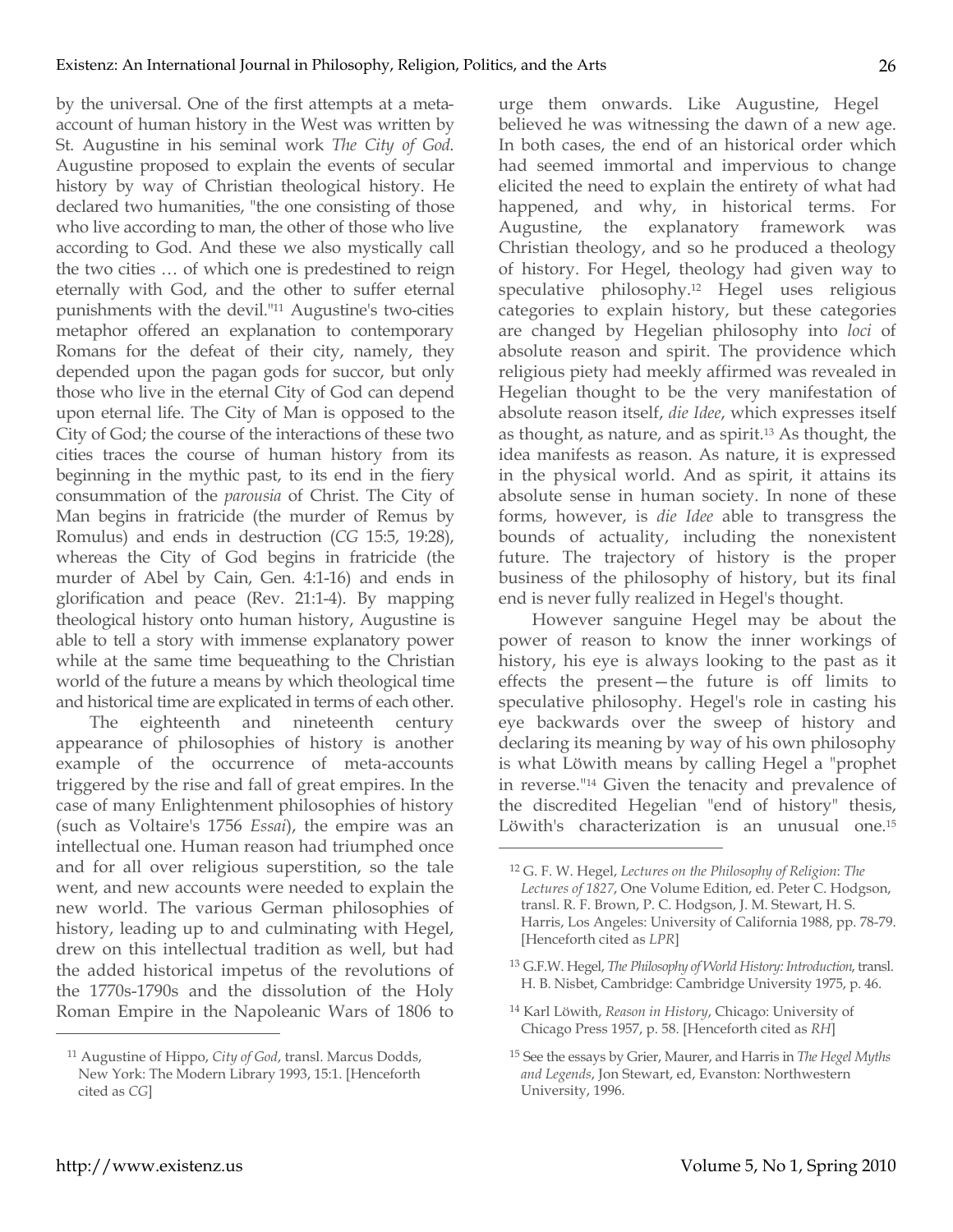by the universal. One of the first attempts at a meta-account of human history in the West was written by St. Augustine in his seminal work *The City of God*. Augustine proposed to explain the events of secular history by way of Christian theological history. He declared two humanities, "the one consisting of those who live according to man, the other of those who live according to God. And these we also mystically call the two cities … of which one is predestined to reign eternally with God, and the other to suffer eternal punishments with the devil."[11] Augustine's two-cities metaphor offered an explanation to contemporary Romans for the defeat of their city, namely, they depended upon the pagan gods for succor, but only those who live in the eternal City of God can depend upon eternal life. The City of Man is opposed to the City of God; the course of the interactions of these two cities traces the course of human history from its beginning in the mythic past, to its end in the fiery consummation of the *parousia* of Christ. The City of Man begins in fratricide (the murder of Remus by Romulus) and ends in destruction (*CG* 15:5, 19:28), whereas the City of God begins in fratricide (the murder of Abel by Cain, Gen. 4:1-16) and ends in glorification and peace (Rev. 21:1-4). By mapping theological history onto human history, Augustine is able to tell a story with immense explanatory power while at the same time bequeathing to the Christian world of the future a means by which theological time and historical time are explicated in terms of each other.

The eighteenth and nineteenth century appearance of philosophies of history is another example of the occurrence of meta-accounts triggered by the rise and fall of great empires. In the case of many Enlightenment philosophies of history (such as Voltaire's 1756 *Essai*), the empire was an intellectual one. Human reason had triumphed once and for all over religious superstition, so the tale went, and new accounts were needed to explain the new world. The various German philosophies of history, leading up to and culminating with Hegel, drew on this intellectual tradition as well, but had the added historical impetus of the revolutions of the 1770s-1790s and the dissolution of the Holy Roman Empire in the Napoleanic Wars of 1806 to urge them onwards. Like Augustine, Hegel believed he was witnessing the dawn of a new age. In both cases, the end of an historical order which had seemed immortal and impervious to change elicited the need to explain the entirety of what had happened, and why, in historical terms. For Augustine, the explanatory framework was Christian theology, and so he produced a theology of history. For Hegel, theology had given way to speculative philosophy.[12] Hegel uses religious categories to explain history, but these categories are changed by Hegelian philosophy into *loci* of absolute reason and spirit. The providence which religious piety had meekly affirmed was revealed in Hegelian thought to be the very manifestation of absolute reason itself, *die Idee*, which expresses itself as thought, as nature, and as spirit.[13] As thought, the idea manifests as reason. As nature, it is expressed in the physical world. And as spirit, it attains its absolute sense in human society. In none of these forms, however, is *die Idee* able to transgress the bounds of actuality, including the nonexistent future. The trajectory of history is the proper business of the philosophy of history, but its final end is never fully realized in Hegel's thought.

However sanguine Hegel may be about the power of reason to know the inner workings of history, his eye is always looking to the past as it effects the present—the future is off limits to speculative philosophy. Hegel's role in casting his eye backwards over the sweep of history and declaring its meaning by way of his own philosophy is what Löwith means by calling Hegel a "prophet in reverse."[14] Given the tenacity and prevalence of the discredited Hegelian "end of history" thesis, Löwith's characterization is an unusual one.[15]

---

[11] Augustine of Hippo, *City of God*, transl. Marcus Dodds, New York: The Modern Library 1993, 15:1. [Henceforth cited as *CG*]

[12] G. F. W. Hegel, *Lectures on the Philosophy of Religion*: *The Lectures of 1827*, One Volume Edition, ed. Peter C. Hodgson, transl. R. F. Brown, P. C. Hodgson, J. M. Stewart, H. S. Harris, Los Angeles: University of California 1988, pp. 78-79. [Henceforth cited as *LPR*]

[13] G.F.W. Hegel, *The Philosophy of World History: Introduction*, transl. H. B. Nisbet, Cambridge: Cambridge University 1975, p. 46.

[14] Karl Löwith, *Reason in History*, Chicago: University of Chicago Press 1957, p. 58. [Henceforth cited as *RH*]

[15] See the essays by Grier, Maurer, and Harris in *The Hegel Myths and Legends*, Jon Stewart, ed, Evanston: Northwestern University, 1996.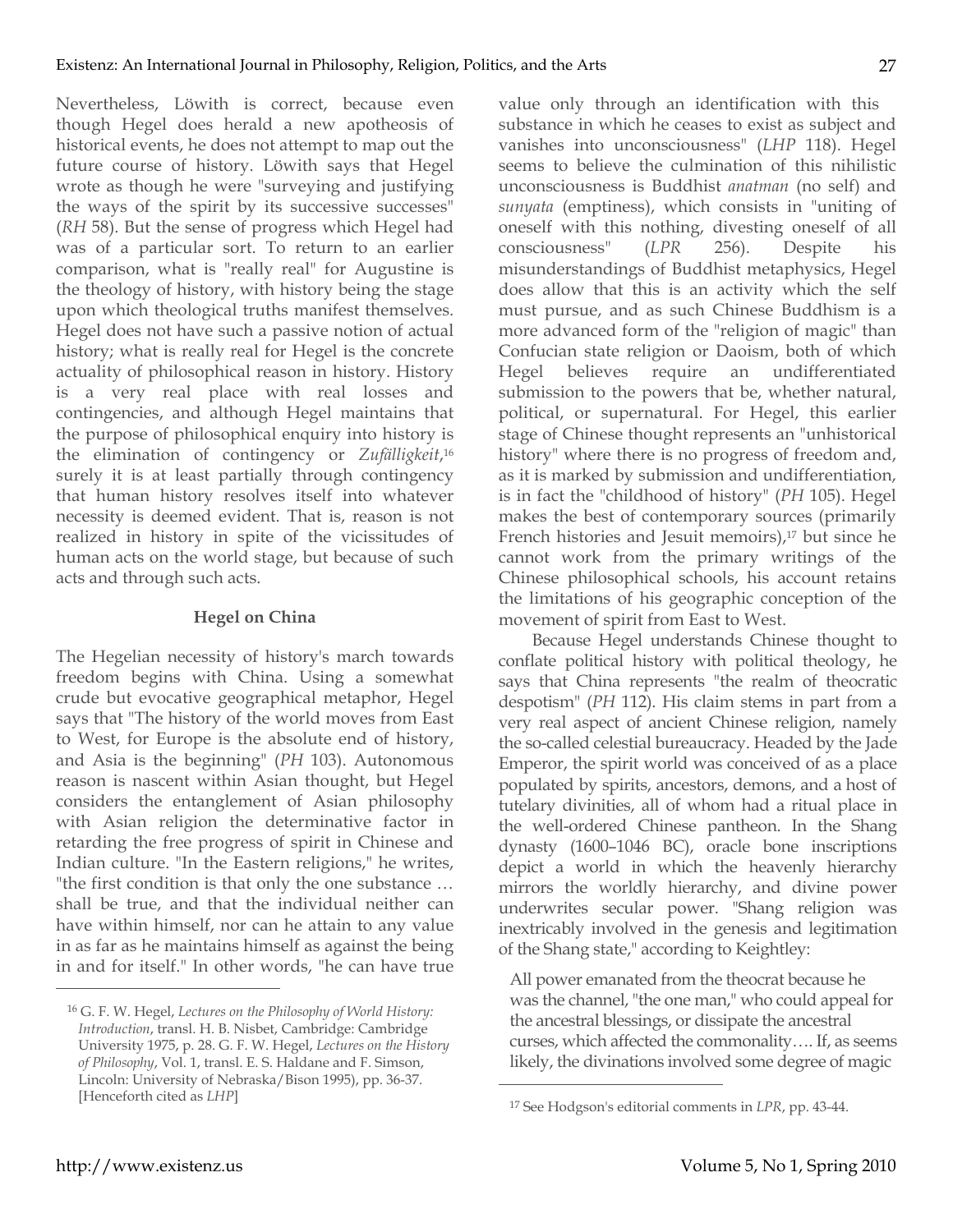Nevertheless, Löwith is correct, because even though Hegel does herald a new apotheosis of historical events, he does not attempt to map out the future course of history. Löwith says that Hegel wrote as though he were "surveying and justifying the ways of the spirit by its successive successes" (*RH* 58). But the sense of progress which Hegel had was of a particular sort. To return to an earlier comparison, what is "really real" for Augustine is the theology of history, with history being the stage upon which theological truths manifest themselves. Hegel does not have such a passive notion of actual history; what is really real for Hegel is the concrete actuality of philosophical reason in history. History is a very real place with real losses and contingencies, and although Hegel maintains that the purpose of philosophical enquiry into history is the elimination of contingency or *Zufälligkeit*,[16] surely it is at least partially through contingency that human history resolves itself into whatever necessity is deemed evident. That is, reason is not realized in history in spite of the vicissitudes of human acts on the world stage, but because of such acts and through such acts.

### Hegel on China

The Hegelian necessity of history's march towards freedom begins with China. Using a somewhat crude but evocative geographical metaphor, Hegel says that "The history of the world moves from East to West, for Europe is the absolute end of history, and Asia is the beginning" (*PH* 103). Autonomous reason is nascent within Asian thought, but Hegel considers the entanglement of Asian philosophy with Asian religion the determinative factor in retarding the free progress of spirit in Chinese and Indian culture. "In the Eastern religions," he writes, "the first condition is that only the one substance … shall be true, and that the individual neither can have within himself, nor can he attain to any value in as far as he maintains himself as against the being in and for itself." In other words, "he can have true value only through an identification with this substance in which he ceases to exist as subject and vanishes into unconsciousness" (*LHP* 118). Hegel seems to believe the culmination of this nihilistic unconsciousness is Buddhist *anatman* (no self) and *sunyata* (emptiness), which consists in "uniting of oneself with this nothing, divesting oneself of all consciousness" (*LPR* 256). Despite his misunderstandings of Buddhist metaphysics, Hegel does allow that this is an activity which the self must pursue, and as such Chinese Buddhism is a more advanced form of the "religion of magic" than Confucian state religion or Daoism, both of which Hegel believes require an undifferentiated submission to the powers that be, whether natural, political, or supernatural. For Hegel, this earlier stage of Chinese thought represents an "unhistorical history" where there is no progress of freedom and, as it is marked by submission and undifferentiation, is in fact the "childhood of history" (*PH* 105). Hegel makes the best of contemporary sources (primarily French histories and Jesuit memoirs),[17] but since he cannot work from the primary writings of the Chinese philosophical schools, his account retains the limitations of his geographic conception of the movement of spirit from East to West.

Because Hegel understands Chinese thought to conflate political history with political theology, he says that China represents "the realm of theocratic despotism" (*PH* 112). His claim stems in part from a very real aspect of ancient Chinese religion, namely the so-called celestial bureaucracy. Headed by the Jade Emperor, the spirit world was conceived of as a place populated by spirits, ancestors, demons, and a host of tutelary divinities, all of whom had a ritual place in the well-ordered Chinese pantheon. In the Shang dynasty (1600–1046 BC), oracle bone inscriptions depict a world in which the heavenly hierarchy mirrors the worldly hierarchy, and divine power underwrites secular power. "Shang religion was inextricably involved in the genesis and legitimation of the Shang state," according to Keightley:

> All power emanated from the theocrat because he was the channel, "the one man," who could appeal for the ancestral blessings, or dissipate the ancestral curses, which affected the commonality…. If, as seems likely, the divinations involved some degree of magic

---

[16] G. F. W. Hegel, *Lectures on the Philosophy of World History: Introduction*, transl. H. B. Nisbet, Cambridge: Cambridge University 1975, p. 28. G. F. W. Hegel, *Lectures on the History of Philosophy*, Vol. 1, transl. E. S. Haldane and F. Simson, Lincoln: University of Nebraska/Bison 1995), pp. 36-37. [Henceforth cited as *LHP*]

[17] See Hodgson's editorial comments in *LPR*, pp. 43-44.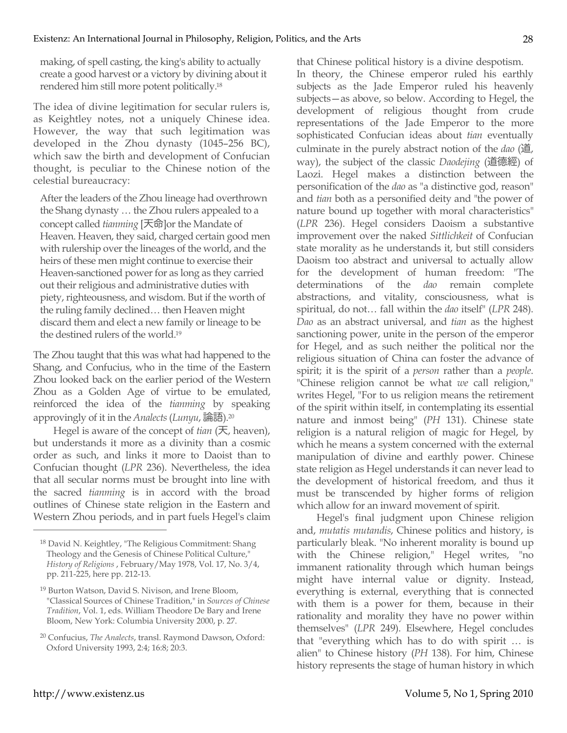making, of spell casting, the king's ability to actually create a good harvest or a victory by divining about it rendered him still more potent politically.[18]

The idea of divine legitimation for secular rulers is, as Keightley notes, not a uniquely Chinese idea. However, the way that such legitimation was developed in the Zhou dynasty (1045–256 BC), which saw the birth and development of Confucian thought, is peculiar to the Chinese notion of the celestial bureaucracy:

> After the leaders of the Zhou lineage had overthrown the Shang dynasty … the Zhou rulers appealed to a concept called *tianming* [天命]or the Mandate of Heaven. Heaven, they said, charged certain good men with rulership over the lineages of the world, and the heirs of these men might continue to exercise their Heaven-sanctioned power for as long as they carried out their religious and administrative duties with piety, righteousness, and wisdom. But if the worth of the ruling family declined… then Heaven might discard them and elect a new family or lineage to be the destined rulers of the world.[19]

The Zhou taught that this was what had happened to the Shang, and Confucius, who in the time of the Eastern Zhou looked back on the earlier period of the Western Zhou as a Golden Age of virtue to be emulated, reinforced the idea of the *tianming* by speaking approvingly of it in the *Analects* (*Lunyu*, 論語).[20]

Hegel is aware of the concept of *tian* (天, heaven), but understands it more as a divinity than a cosmic order as such, and links it more to Daoist than to Confucian thought (*LPR* 236). Nevertheless, the idea that all secular norms must be brought into line with the sacred *tianming* is in accord with the broad outlines of Chinese state religion in the Eastern and Western Zhou periods, and in part fuels Hegel's claim that Chinese political history is a divine despotism. In theory, the Chinese emperor ruled his earthly subjects as the Jade Emperor ruled his heavenly subjects—as above, so below. According to Hegel, the development of religious thought from crude representations of the Jade Emperor to the more sophisticated Confucian ideas about *tian* eventually culminate in the purely abstract notion of the *dao* (道, way), the subject of the classic *Daodejing* (道德經) of Laozi. Hegel makes a distinction between the personification of the *dao* as "a distinctive god, reason" and *tian* both as a personified deity and "the power of nature bound up together with moral characteristics" (*LPR* 236). Hegel considers Daoism a substantive improvement over the naked *Sittlichkeit* of Confucian state morality as he understands it, but still considers Daoism too abstract and universal to actually allow for the development of human freedom: "The determinations of the *dao* remain complete abstractions, and vitality, consciousness, what is spiritual, do not… fall within the *dao* itself" (*LPR* 248). *Dao* as an abstract universal, and *tian* as the highest sanctioning power, unite in the person of the emperor for Hegel, and as such neither the political nor the religious situation of China can foster the advance of spirit; it is the spirit of a *person* rather than a *people*. "Chinese religion cannot be what *we* call religion," writes Hegel, "For to us religion means the retirement of the spirit within itself, in contemplating its essential nature and inmost being" (*PH* 131). Chinese state religion is a natural religion of magic for Hegel, by which he means a system concerned with the external manipulation of divine and earthly power. Chinese state religion as Hegel understands it can never lead to the development of historical freedom, and thus it must be transcended by higher forms of religion which allow for an inward movement of spirit.

Hegel's final judgment upon Chinese religion and, *mutatis mutandis*, Chinese politics and history, is particularly bleak. "No inherent morality is bound up with the Chinese religion," Hegel writes, "no immanent rationality through which human beings might have internal value or dignity. Instead, everything is external, everything that is connected with them is a power for them, because in their rationality and morality they have no power within themselves" (*LPR* 249). Elsewhere, Hegel concludes that "everything which has to do with spirit … is alien" to Chinese history (*PH* 138). For him, Chinese history represents the stage of human history in which

---

[18] David N. Keightley, "The Religious Commitment: Shang Theology and the Genesis of Chinese Political Culture," *History of Religions* , February/May 1978, Vol. 17, No. 3/4, pp. 211-225, here pp. 212-13.

[19] Burton Watson, David S. Nivison, and Irene Bloom, "Classical Sources of Chinese Tradition," in *Sources of Chinese Tradition*, Vol. 1, eds. William Theodore De Bary and Irene Bloom, New York: Columbia University 2000, p. 27.

[20] Confucius, *The Analects*, transl. Raymond Dawson, Oxford: Oxford University 1993, 2:4; 16:8; 20:3.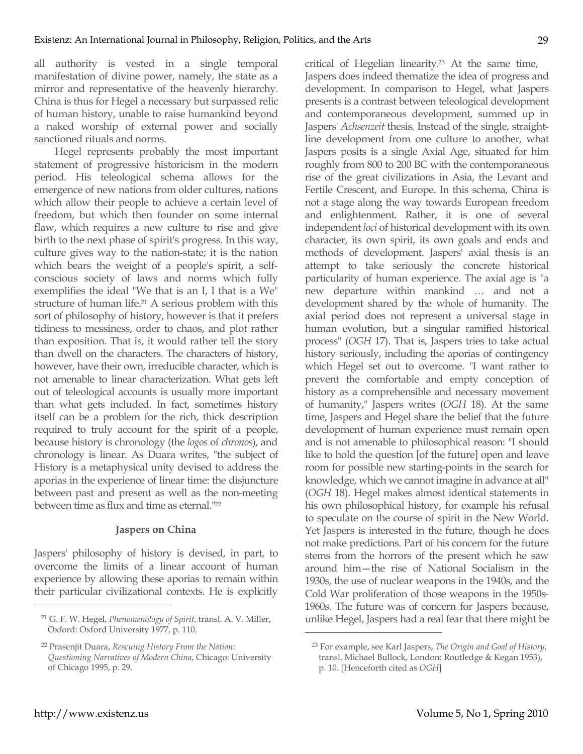all authority is vested in a single temporal manifestation of divine power, namely, the state as a mirror and representative of the heavenly hierarchy. China is thus for Hegel a necessary but surpassed relic of human history, unable to raise humankind beyond a naked worship of external power and socially sanctioned rituals and norms.

Hegel represents probably the most important statement of progressive historicism in the modern period. His teleological schema allows for the emergence of new nations from older cultures, nations which allow their people to achieve a certain level of freedom, but which then founder on some internal flaw, which requires a new culture to rise and give birth to the next phase of spirit's progress. In this way, culture gives way to the nation-state; it is the nation which bears the weight of a people's spirit, a self-conscious society of laws and norms which fully exemplifies the ideal "We that is an I, I that is a We" structure of human life.[21] A serious problem with this sort of philosophy of history, however is that it prefers tidiness to messiness, order to chaos, and plot rather than exposition. That is, it would rather tell the story than dwell on the characters. The characters of history, however, have their own, irreducible character, which is not amenable to linear characterization. What gets left out of teleological accounts is usually more important than what gets included. In fact, sometimes history itself can be a problem for the rich, thick description required to truly account for the spirit of a people, because history is chronology (the *logos* of *chronos*), and chronology is linear. As Duara writes, "the subject of History is a metaphysical unity devised to address the aporias in the experience of linear time: the disjuncture between past and present as well as the non-meeting between time as flux and time as eternal."[22]

### Jaspers on China

Jaspers' philosophy of history is devised, in part, to overcome the limits of a linear account of human experience by allowing these aporias to remain within their particular civilizational contexts. He is explicitly critical of Hegelian linearity.[23] At the same time, Jaspers does indeed thematize the idea of progress and development. In comparison to Hegel, what Jaspers presents is a contrast between teleological development and contemporaneous development, summed up in Jaspers' *Achsenzeit* thesis. Instead of the single, straight-line development from one culture to another, what Jaspers posits is a single Axial Age, situated for him roughly from 800 to 200 BC with the contemporaneous rise of the great civilizations in Asia, the Levant and Fertile Crescent, and Europe. In this schema, China is not a stage along the way towards European freedom and enlightenment. Rather, it is one of several independent *loci* of historical development with its own character, its own spirit, its own goals and ends and methods of development. Jaspers' axial thesis is an attempt to take seriously the concrete historical particularity of human experience. The axial age is "a new departure within mankind … and not a development shared by the whole of humanity. The axial period does not represent a universal stage in human evolution, but a singular ramified historical process" (*OGH* 17). That is, Jaspers tries to take actual history seriously, including the aporias of contingency which Hegel set out to overcome. "I want rather to prevent the comfortable and empty conception of history as a comprehensible and necessary movement of humanity," Jaspers writes (*OGH* 18). At the same time, Jaspers and Hegel share the belief that the future development of human experience must remain open and is not amenable to philosophical reason: "I should like to hold the question [of the future] open and leave room for possible new starting-points in the search for knowledge, which we cannot imagine in advance at all" (*OGH* 18). Hegel makes almost identical statements in his own philosophical history, for example his refusal to speculate on the course of spirit in the New World. Yet Jaspers is interested in the future, though he does not make predictions. Part of his concern for the future stems from the horrors of the present which he saw around him—the rise of National Socialism in the 1930s, the use of nuclear weapons in the 1940s, and the Cold War proliferation of those weapons in the 1950s-1960s. The future was of concern for Jaspers because, unlike Hegel, Jaspers had a real fear that there might be

---

[21] G. F. W. Hegel, *Phenomenology of Spirit*, transl. A. V. Miller, Oxford: Oxford University 1977, p. 110.

[22] Prasenjit Duara, *Rescuing History From the Nation: Questioning Narratives of Modern China*, Chicago: University of Chicago 1995, p. 29.

[23] For example, see Karl Jaspers, *The Origin and Goal of History*, transl. Michael Bullock, London: Routledge & Kegan 1953), p. 10. [Henceforth cited as *OGH*]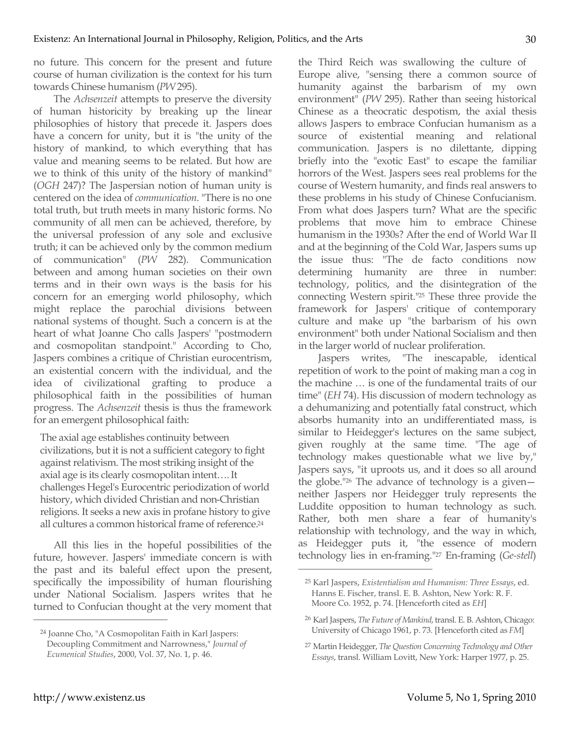no future. This concern for the present and future course of human civilization is the context for his turn towards Chinese humanism (*PW* 295).

The *Achsenzeit* attempts to preserve the diversity of human historicity by breaking up the linear philosophies of history that precede it. Jaspers does have a concern for unity, but it is "the unity of the history of mankind, to which everything that has value and meaning seems to be related. But how are we to think of this unity of the history of mankind" (*OGH* 247)? The Jaspersian notion of human unity is centered on the idea of *communication*. "There is no one total truth, but truth meets in many historic forms. No community of all men can be achieved, therefore, by the universal profession of any sole and exclusive truth; it can be achieved only by the common medium of communication" (*PW* 282). Communication between and among human societies on their own terms and in their own ways is the basis for his concern for an emerging world philosophy, which might replace the parochial divisions between national systems of thought. Such a concern is at the heart of what Joanne Cho calls Jaspers' "postmodern and cosmopolitan standpoint." According to Cho, Jaspers combines a critique of Christian eurocentrism, an existential concern with the individual, and the idea of civilizational grafting to produce a philosophical faith in the possibilities of human progress. The *Achsenzeit* thesis is thus the framework for an emergent philosophical faith:

> The axial age establishes continuity between civilizations, but it is not a sufficient category to fight against relativism. The most striking insight of the axial age is its clearly cosmopolitan intent…. It challenges Hegel's Eurocentric periodization of world history, which divided Christian and non-Christian religions. It seeks a new axis in profane history to give all cultures a common historical frame of reference.[24]

All this lies in the hopeful possibilities of the future, however. Jaspers' immediate concern is with the past and its baleful effect upon the present, specifically the impossibility of human flourishing under National Socialism. Jaspers writes that he turned to Confucian thought at the very moment that the Third Reich was swallowing the culture of Europe alive, "sensing there a common source of humanity against the barbarism of my own environment" (*PW* 295). Rather than seeing historical Chinese as a theocratic despotism, the axial thesis allows Jaspers to embrace Confucian humanism as a source of existential meaning and relational communication. Jaspers is no dilettante, dipping briefly into the "exotic East" to escape the familiar horrors of the West. Jaspers sees real problems for the course of Western humanity, and finds real answers to these problems in his study of Chinese Confucianism. From what does Jaspers turn? What are the specific problems that move him to embrace Chinese humanism in the 1930s? After the end of World War II and at the beginning of the Cold War, Jaspers sums up the issue thus: "The de facto conditions now determining humanity are three in number: technology, politics, and the disintegration of the connecting Western spirit."[25] These three provide the framework for Jaspers' critique of contemporary culture and make up "the barbarism of his own environment" both under National Socialism and then in the larger world of nuclear proliferation.

Jaspers writes, "The inescapable, identical repetition of work to the point of making man a cog in the machine … is one of the fundamental traits of our time" (*EH* 74). His discussion of modern technology as a dehumanizing and potentially fatal construct, which absorbs humanity into an undifferentiated mass, is similar to Heidegger's lectures on the same subject, given roughly at the same time. "The age of technology makes questionable what we live by," Jaspers says, "it uproots us, and it does so all around the globe."[26] The advance of technology is a given—neither Jaspers nor Heidegger truly represents the Luddite opposition to human technology as such. Rather, both men share a fear of humanity's relationship with technology, and the way in which, as Heidegger puts it, "the essence of modern technology lies in en-framing."[27] En-framing (*Ge-stell*)

---

[24] Joanne Cho, "A Cosmopolitan Faith in Karl Jaspers: Decoupling Commitment and Narrowness," *Journal of Ecumenical Studies*, 2000, Vol. 37, No. 1, p. 46.

[25] Karl Jaspers, *Existentialism and Humanism: Three Essays*, ed. Hanns E. Fischer, transl. E. B. Ashton, New York: R. F. Moore Co. 1952, p. 74. [Henceforth cited as *EH*]

[26] Karl Jaspers, *The Future of Mankind*, transl. E. B. Ashton, Chicago: University of Chicago 1961, p. 73. [Henceforth cited as *FM*]

[27] Martin Heidegger, *The Question Concerning Technology and Other Essays*, transl. William Lovitt, New York: Harper 1977, p. 25.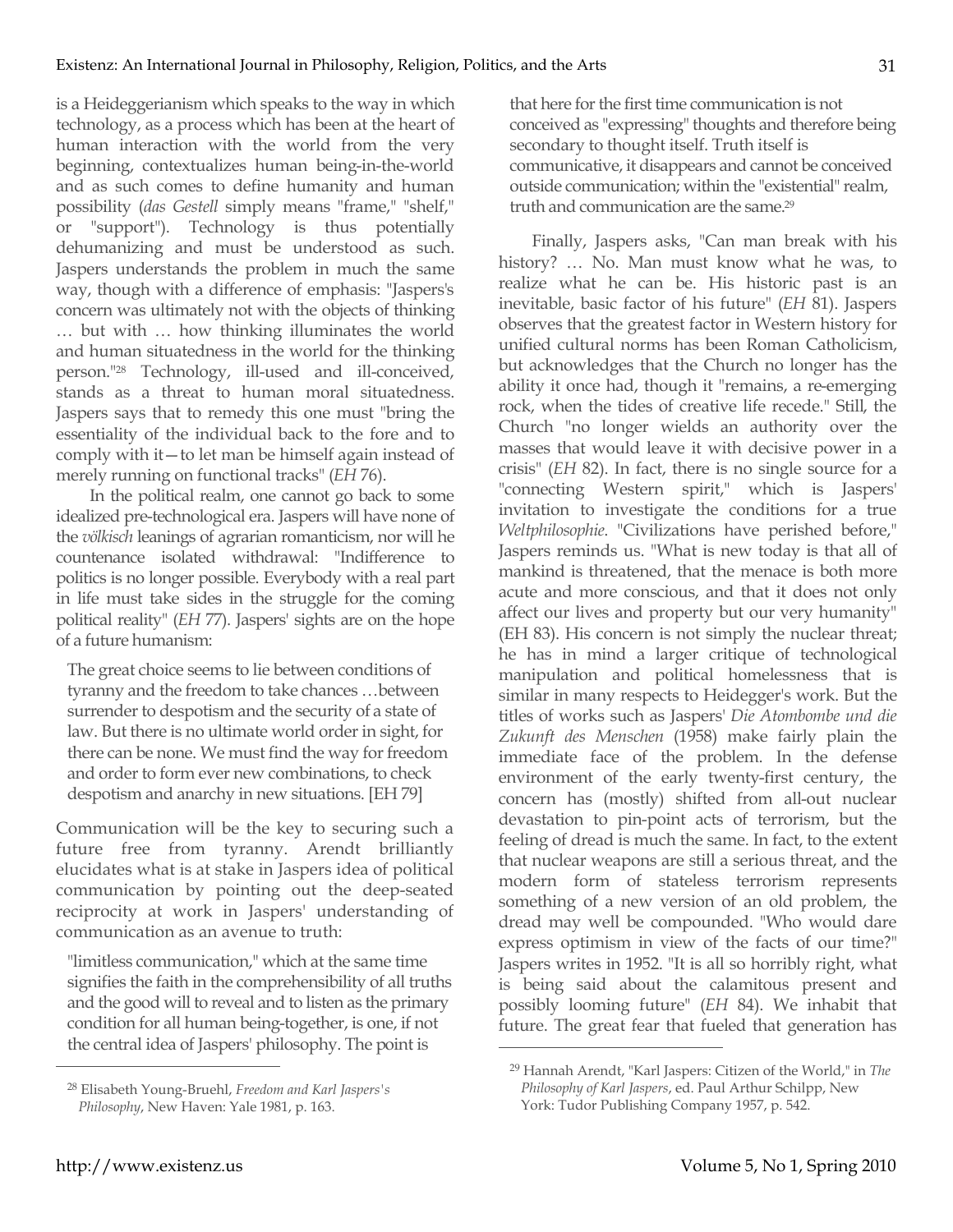is a Heideggerianism which speaks to the way in which technology, as a process which has been at the heart of human interaction with the world from the very beginning, contextualizes human being-in-the-world and as such comes to define humanity and human possibility (*das Gestell* simply means "frame," "shelf," or "support"). Technology is thus potentially dehumanizing and must be understood as such. Jaspers understands the problem in much the same way, though with a difference of emphasis: "Jaspers's concern was ultimately not with the objects of thinking … but with … how thinking illuminates the world and human situatedness in the world for the thinking person."[28] Technology, ill-used and ill-conceived, stands as a threat to human moral situatedness. Jaspers says that to remedy this one must "bring the essentiality of the individual back to the fore and to comply with it—to let man be himself again instead of merely running on functional tracks" (*EH* 76).

In the political realm, one cannot go back to some idealized pre-technological era. Jaspers will have none of the *völkisch* leanings of agrarian romanticism, nor will he countenance isolated withdrawal: "Indifference to politics is no longer possible. Everybody with a real part in life must take sides in the struggle for the coming political reality" (*EH* 77). Jaspers' sights are on the hope of a future humanism:

> The great choice seems to lie between conditions of tyranny and the freedom to take chances …between surrender to despotism and the security of a state of law. But there is no ultimate world order in sight, for there can be none. We must find the way for freedom and order to form ever new combinations, to check despotism and anarchy in new situations. [EH 79]

Communication will be the key to securing such a future free from tyranny. Arendt brilliantly elucidates what is at stake in Jaspers idea of political communication by pointing out the deep-seated reciprocity at work in Jaspers' understanding of communication as an avenue to truth:

> "limitless communication," which at the same time signifies the faith in the comprehensibility of all truths and the good will to reveal and to listen as the primary condition for all human being-together, is one, if not the central idea of Jaspers' philosophy. The point is that here for the first time communication is not conceived as "expressing" thoughts and therefore being secondary to thought itself. Truth itself is communicative, it disappears and cannot be conceived outside communication; within the "existential" realm, truth and communication are the same.[29]

Finally, Jaspers asks, "Can man break with his history? … No. Man must know what he was, to realize what he can be. His historic past is an inevitable, basic factor of his future" (*EH* 81). Jaspers observes that the greatest factor in Western history for unified cultural norms has been Roman Catholicism, but acknowledges that the Church no longer has the ability it once had, though it "remains, a re-emerging rock, when the tides of creative life recede." Still, the Church "no longer wields an authority over the masses that would leave it with decisive power in a crisis" (*EH* 82). In fact, there is no single source for a "connecting Western spirit," which is Jaspers' invitation to investigate the conditions for a true *Weltphilosophie*. "Civilizations have perished before," Jaspers reminds us. "What is new today is that all of mankind is threatened, that the menace is both more acute and more conscious, and that it does not only affect our lives and property but our very humanity" (EH 83). His concern is not simply the nuclear threat; he has in mind a larger critique of technological manipulation and political homelessness that is similar in many respects to Heidegger's work. But the titles of works such as Jaspers' *Die Atombombe und die Zukunft des Menschen* (1958) make fairly plain the immediate face of the problem. In the defense environment of the early twenty-first century, the concern has (mostly) shifted from all-out nuclear devastation to pin-point acts of terrorism, but the feeling of dread is much the same. In fact, to the extent that nuclear weapons are still a serious threat, and the modern form of stateless terrorism represents something of a new version of an old problem, the dread may well be compounded. "Who would dare express optimism in view of the facts of our time?" Jaspers writes in 1952. "It is all so horribly right, what is being said about the calamitous present and possibly looming future" (*EH* 84). We inhabit that future. The great fear that fueled that generation has

---

[28] Elisabeth Young-Bruehl, *Freedom and Karl Jaspers's Philosophy*, New Haven: Yale 1981, p. 163.

[29] Hannah Arendt, "Karl Jaspers: Citizen of the World," in *The Philosophy of Karl Jaspers*, ed. Paul Arthur Schilpp, New York: Tudor Publishing Company 1957, p. 542.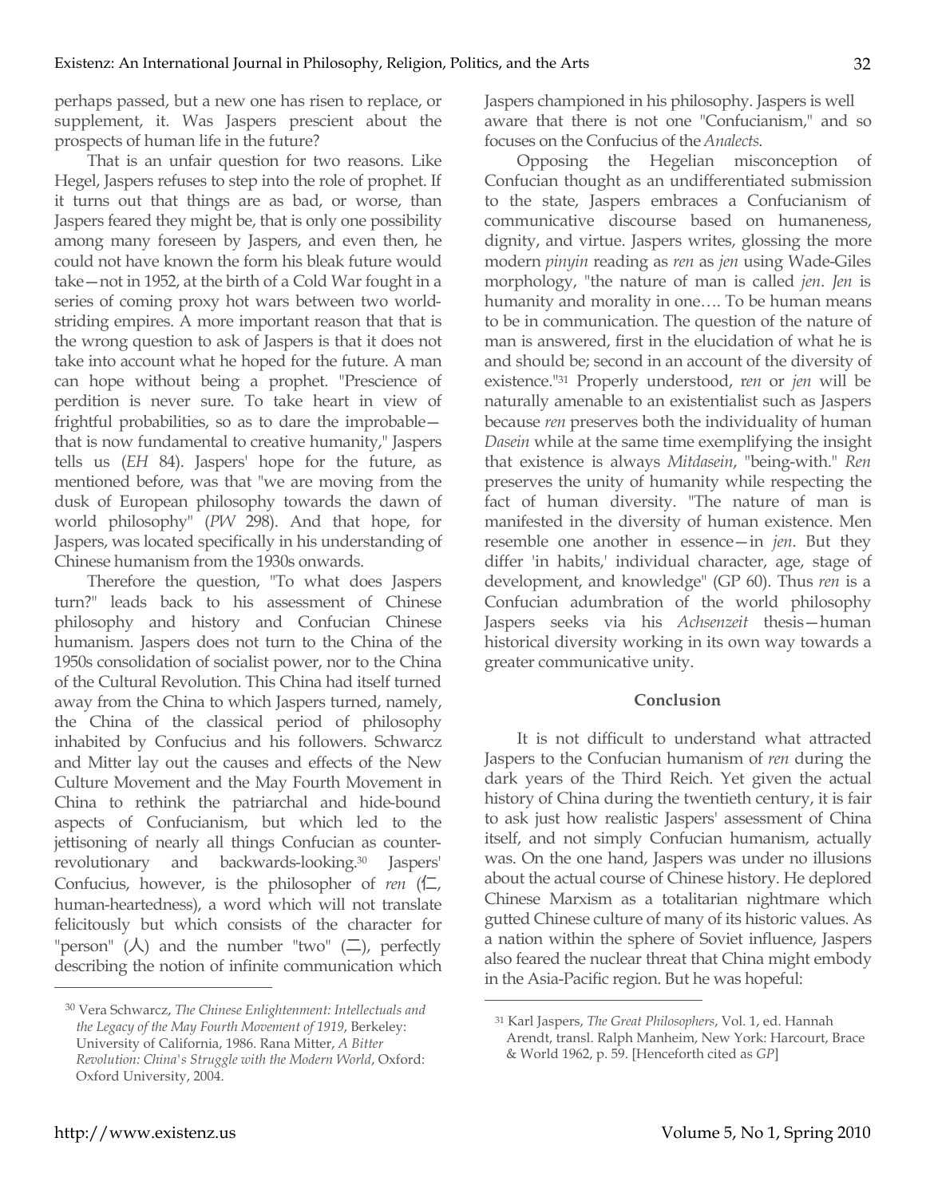perhaps passed, but a new one has risen to replace, or supplement, it. Was Jaspers prescient about the prospects of human life in the future?

That is an unfair question for two reasons. Like Hegel, Jaspers refuses to step into the role of prophet. If it turns out that things are as bad, or worse, than Jaspers feared they might be, that is only one possibility among many foreseen by Jaspers, and even then, he could not have known the form his bleak future would take—not in 1952, at the birth of a Cold War fought in a series of coming proxy hot wars between two world-striding empires. A more important reason that that is the wrong question to ask of Jaspers is that it does not take into account what he hoped for the future. A man can hope without being a prophet. "Prescience of perdition is never sure. To take heart in view of frightful probabilities, so as to dare the improbable—that is now fundamental to creative humanity," Jaspers tells us (*EH* 84). Jaspers' hope for the future, as mentioned before, was that "we are moving from the dusk of European philosophy towards the dawn of world philosophy" (*PW* 298). And that hope, for Jaspers, was located specifically in his understanding of Chinese humanism from the 1930s onwards.

Therefore the question, "To what does Jaspers turn?" leads back to his assessment of Chinese philosophy and history and Confucian Chinese humanism. Jaspers does not turn to the China of the 1950s consolidation of socialist power, nor to the China of the Cultural Revolution. This China had itself turned away from the China to which Jaspers turned, namely, the China of the classical period of philosophy inhabited by Confucius and his followers. Schwarcz and Mitter lay out the causes and effects of the New Culture Movement and the May Fourth Movement in China to rethink the patriarchal and hide-bound aspects of Confucianism, but which led to the jettisoning of nearly all things Confucian as counter-revolutionary and backwards-looking.[30] Jaspers' Confucius, however, is the philosopher of *ren* (仁, human-heartedness), a word which will not translate felicitously but which consists of the character for "person" (人) and the number "two" (二), perfectly describing the notion of infinite communication which Jaspers championed in his philosophy. Jaspers is well aware that there is not one "Confucianism," and so focuses on the Confucius of the *Analects*.

Opposing the Hegelian misconception of Confucian thought as an undifferentiated submission to the state, Jaspers embraces a Confucianism of communicative discourse based on humaneness, dignity, and virtue. Jaspers writes, glossing the more modern *pinyin* reading as *ren* as *jen* using Wade-Giles morphology, "the nature of man is called *jen*. *Jen* is humanity and morality in one…. To be human means to be in communication. The question of the nature of man is answered, first in the elucidation of what he is and should be; second in an account of the diversity of existence."[31] Properly understood, r*en* or *jen* will be naturally amenable to an existentialist such as Jaspers because *ren* preserves both the individuality of human *Dasein* while at the same time exemplifying the insight that existence is always *Mitdasein*, "being-with." *Ren* preserves the unity of humanity while respecting the fact of human diversity. "The nature of man is manifested in the diversity of human existence. Men resemble one another in essence—in *jen*. But they differ 'in habits,' individual character, age, stage of development, and knowledge" (GP 60). Thus *ren* is a Confucian adumbration of the world philosophy Jaspers seeks via his *Achsenzeit* thesis—human historical diversity working in its own way towards a greater communicative unity.

## Conclusion

It is not difficult to understand what attracted Jaspers to the Confucian humanism of *ren* during the dark years of the Third Reich. Yet given the actual history of China during the twentieth century, it is fair to ask just how realistic Jaspers' assessment of China itself, and not simply Confucian humanism, actually was. On the one hand, Jaspers was under no illusions about the actual course of Chinese history. He deplored Chinese Marxism as a totalitarian nightmare which gutted Chinese culture of many of its historic values. As a nation within the sphere of Soviet influence, Jaspers also feared the nuclear threat that China might embody in the Asia-Pacific region. But he was hopeful:

---

[30] Vera Schwarcz, *The Chinese Enlightenment: Intellectuals and the Legacy of the May Fourth Movement of 1919*, Berkeley: University of California, 1986. Rana Mitter, *A Bitter Revolution: China's Struggle with the Modern World*, Oxford: Oxford University, 2004.

[31] Karl Jaspers, *The Great Philosophers*, Vol. 1, ed. Hannah Arendt, transl. Ralph Manheim, New York: Harcourt, Brace & World 1962, p. 59. [Henceforth cited as *GP*]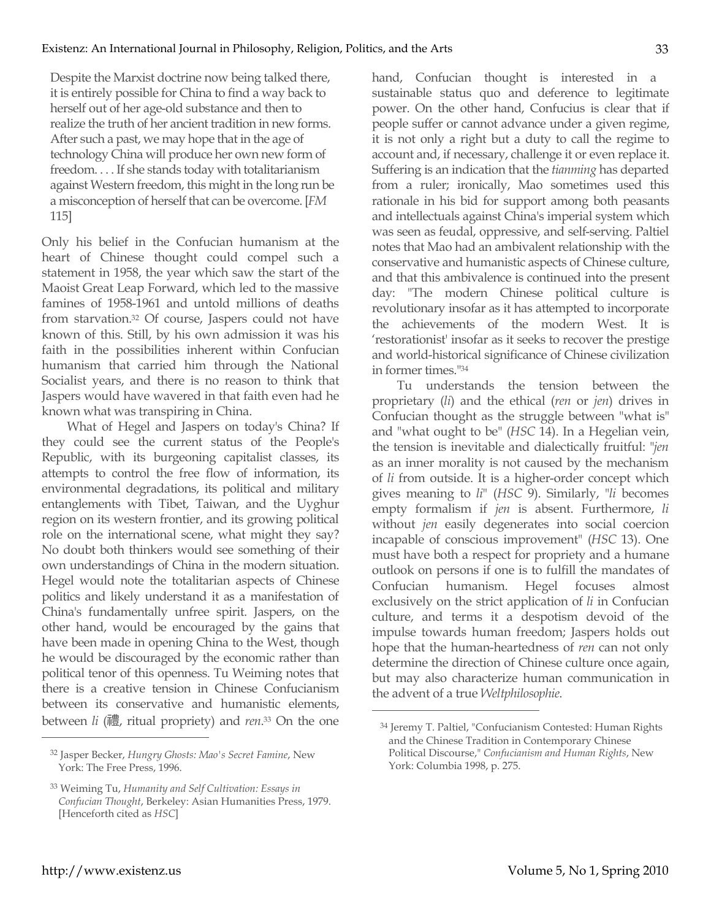> Despite the Marxist doctrine now being talked there, it is entirely possible for China to find a way back to herself out of her age-old substance and then to realize the truth of her ancient tradition in new forms. After such a past, we may hope that in the age of technology China will produce her own new form of freedom. . . . If she stands today with totalitarianism against Western freedom, this might in the long run be a misconception of herself that can be overcome. [*FM* 115]

Only his belief in the Confucian humanism at the heart of Chinese thought could compel such a statement in 1958, the year which saw the start of the Maoist Great Leap Forward, which led to the massive famines of 1958-1961 and untold millions of deaths from starvation.[32] Of course, Jaspers could not have known of this. Still, by his own admission it was his faith in the possibilities inherent within Confucian humanism that carried him through the National Socialist years, and there is no reason to think that Jaspers would have wavered in that faith even had he known what was transpiring in China.

What of Hegel and Jaspers on today's China? If they could see the current status of the People's Republic, with its burgeoning capitalist classes, its attempts to control the free flow of information, its environmental degradations, its political and military entanglements with Tibet, Taiwan, and the Uyghur region on its western frontier, and its growing political role on the international scene, what might they say? No doubt both thinkers would see something of their own understandings of China in the modern situation. Hegel would note the totalitarian aspects of Chinese politics and likely understand it as a manifestation of China's fundamentally unfree spirit. Jaspers, on the other hand, would be encouraged by the gains that have been made in opening China to the West, though he would be discouraged by the economic rather than political tenor of this openness. Tu Weiming notes that there is a creative tension in Chinese Confucianism between its conservative and humanistic elements, between *li* (禮, ritual propriety) and *ren*.[33] On the one hand, Confucian thought is interested in a sustainable status quo and deference to legitimate power. On the other hand, Confucius is clear that if people suffer or cannot advance under a given regime, it is not only a right but a duty to call the regime to account and, if necessary, challenge it or even replace it. Suffering is an indication that the *tianming* has departed from a ruler; ironically, Mao sometimes used this rationale in his bid for support among both peasants and intellectuals against China's imperial system which was seen as feudal, oppressive, and self-serving. Paltiel notes that Mao had an ambivalent relationship with the conservative and humanistic aspects of Chinese culture, and that this ambivalence is continued into the present day: "The modern Chinese political culture is revolutionary insofar as it has attempted to incorporate the achievements of the modern West. It is 'restorationist' insofar as it seeks to recover the prestige and world-historical significance of Chinese civilization in former times."[34]

Tu understands the tension between the proprietary (*li*) and the ethical (*ren* or *jen*) drives in Confucian thought as the struggle between "what is" and "what ought to be" (*HSC* 14). In a Hegelian vein, the tension is inevitable and dialectically fruitful: "*jen* as an inner morality is not caused by the mechanism of *li* from outside. It is a higher-order concept which gives meaning to *li*" (*HSC* 9). Similarly, "*li* becomes empty formalism if *jen* is absent. Furthermore, *li* without *jen* easily degenerates into social coercion incapable of conscious improvement" (*HSC* 13). One must have both a respect for propriety and a humane outlook on persons if one is to fulfill the mandates of Confucian humanism. Hegel focuses almost exclusively on the strict application of *li* in Confucian culture, and terms it a despotism devoid of the impulse towards human freedom; Jaspers holds out hope that the human-heartedness of *ren* can not only determine the direction of Chinese culture once again, but may also characterize human communication in the advent of a true *Weltphilosophie*.

---

[32] Jasper Becker, *Hungry Ghosts: Mao's Secret Famine*, New York: The Free Press, 1996.

[33] Weiming Tu, *Humanity and Self Cultivation: Essays in Confucian Thought*, Berkeley: Asian Humanities Press, 1979. [Henceforth cited as *HSC*]

[34] Jeremy T. Paltiel, "Confucianism Contested: Human Rights and the Chinese Tradition in Contemporary Chinese Political Discourse," *Confucianism and Human Rights*, New York: Columbia 1998, p. 275.